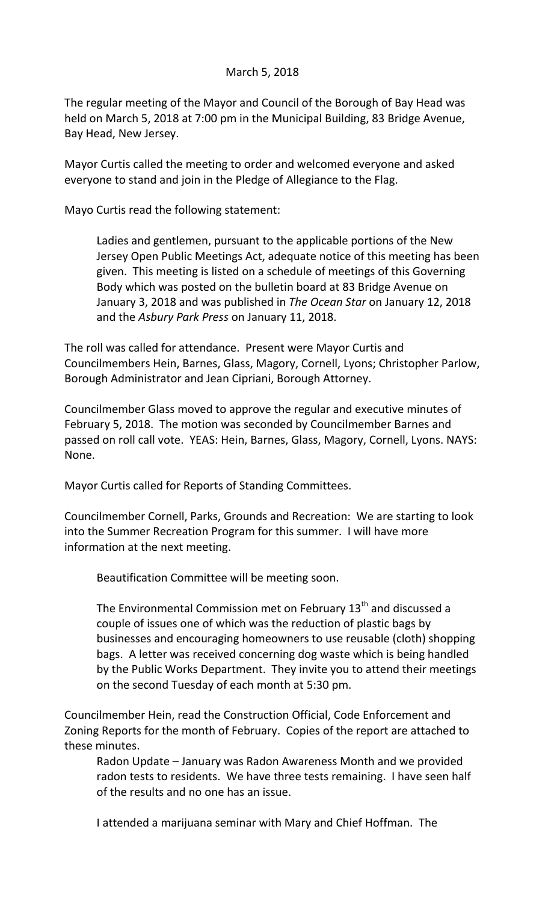March 5, 2018

The regular meeting of the Mayor and Council of the Borough of Bay Head was held on March 5, 2018 at 7:00 pm in the Municipal Building, 83 Bridge Avenue, Bay Head, New Jersey.

Mayor Curtis called the meeting to order and welcomed everyone and asked everyone to stand and join in the Pledge of Allegiance to the Flag.

Mayo Curtis read the following statement:

> Ladies and gentlemen, pursuant to the applicable portions of the New Jersey Open Public Meetings Act, adequate notice of this meeting has been given. This meeting is listed on a schedule of meetings of this Governing Body which was posted on the bulletin board at 83 Bridge Avenue on January 3, 2018 and was published in *The Ocean Star* on January 12, 2018 and the *Asbury Park Press* on January 11, 2018.

The roll was called for attendance. Present were Mayor Curtis and Councilmembers Hein, Barnes, Glass, Magory, Cornell, Lyons; Christopher Parlow, Borough Administrator and Jean Cipriani, Borough Attorney.

Councilmember Glass moved to approve the regular and executive minutes of February 5, 2018. The motion was seconded by Councilmember Barnes and passed on roll call vote. YEAS: Hein, Barnes, Glass, Magory, Cornell, Lyons. NAYS: None.

Mayor Curtis called for Reports of Standing Committees.

Councilmember Cornell, Parks, Grounds and Recreation: We are starting to look into the Summer Recreation Program for this summer. I will have more information at the next meeting.

> Beautification Committee will be meeting soon.
>
> The Environmental Commission met on February 13th and discussed a couple of issues one of which was the reduction of plastic bags by businesses and encouraging homeowners to use reusable (cloth) shopping bags. A letter was received concerning dog waste which is being handled by the Public Works Department. They invite you to attend their meetings on the second Tuesday of each month at 5:30 pm.

Councilmember Hein, read the Construction Official, Code Enforcement and Zoning Reports for the month of February. Copies of the report are attached to these minutes.

> Radon Update – January was Radon Awareness Month and we provided radon tests to residents. We have three tests remaining. I have seen half of the results and no one has an issue.
>
> I attended a marijuana seminar with Mary and Chief Hoffman. The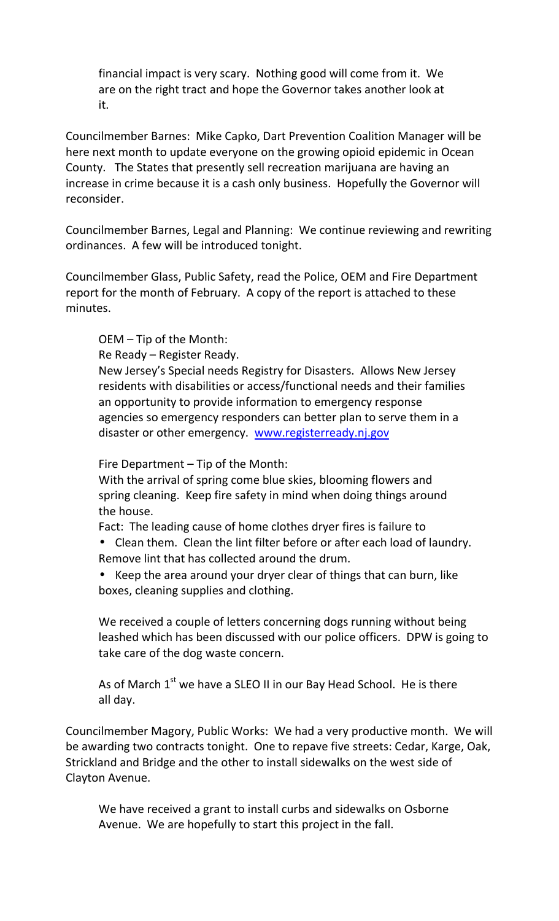financial impact is very scary. Nothing good will come from it. We are on the right tract and hope the Governor takes another look at it.

Councilmember Barnes: Mike Capko, Dart Prevention Coalition Manager will be here next month to update everyone on the growing opioid epidemic in Ocean County. The States that presently sell recreation marijuana are having an increase in crime because it is a cash only business. Hopefully the Governor will reconsider.

Councilmember Barnes, Legal and Planning: We continue reviewing and rewriting ordinances. A few will be introduced tonight.

Councilmember Glass, Public Safety, read the Police, OEM and Fire Department report for the month of February. A copy of the report is attached to these minutes.

OEM – Tip of the Month:
Re Ready – Register Ready.
New Jersey's Special needs Registry for Disasters. Allows New Jersey residents with disabilities or access/functional needs and their families an opportunity to provide information to emergency response agencies so emergency responders can better plan to serve them in a disaster or other emergency. www.registerready.nj.gov

Fire Department – Tip of the Month:
With the arrival of spring come blue skies, blooming flowers and spring cleaning. Keep fire safety in mind when doing things around the house.
Fact: The leading cause of home clothes dryer fires is failure to

- Clean them. Clean the lint filter before or after each load of laundry. Remove lint that has collected around the drum.
- Keep the area around your dryer clear of things that can burn, like boxes, cleaning supplies and clothing.

We received a couple of letters concerning dogs running without being leashed which has been discussed with our police officers. DPW is going to take care of the dog waste concern.

As of March 1st we have a SLEO II in our Bay Head School. He is there all day.

Councilmember Magory, Public Works: We had a very productive month. We will be awarding two contracts tonight. One to repave five streets: Cedar, Karge, Oak, Strickland and Bridge and the other to install sidewalks on the west side of Clayton Avenue.

We have received a grant to install curbs and sidewalks on Osborne Avenue. We are hopefully to start this project in the fall.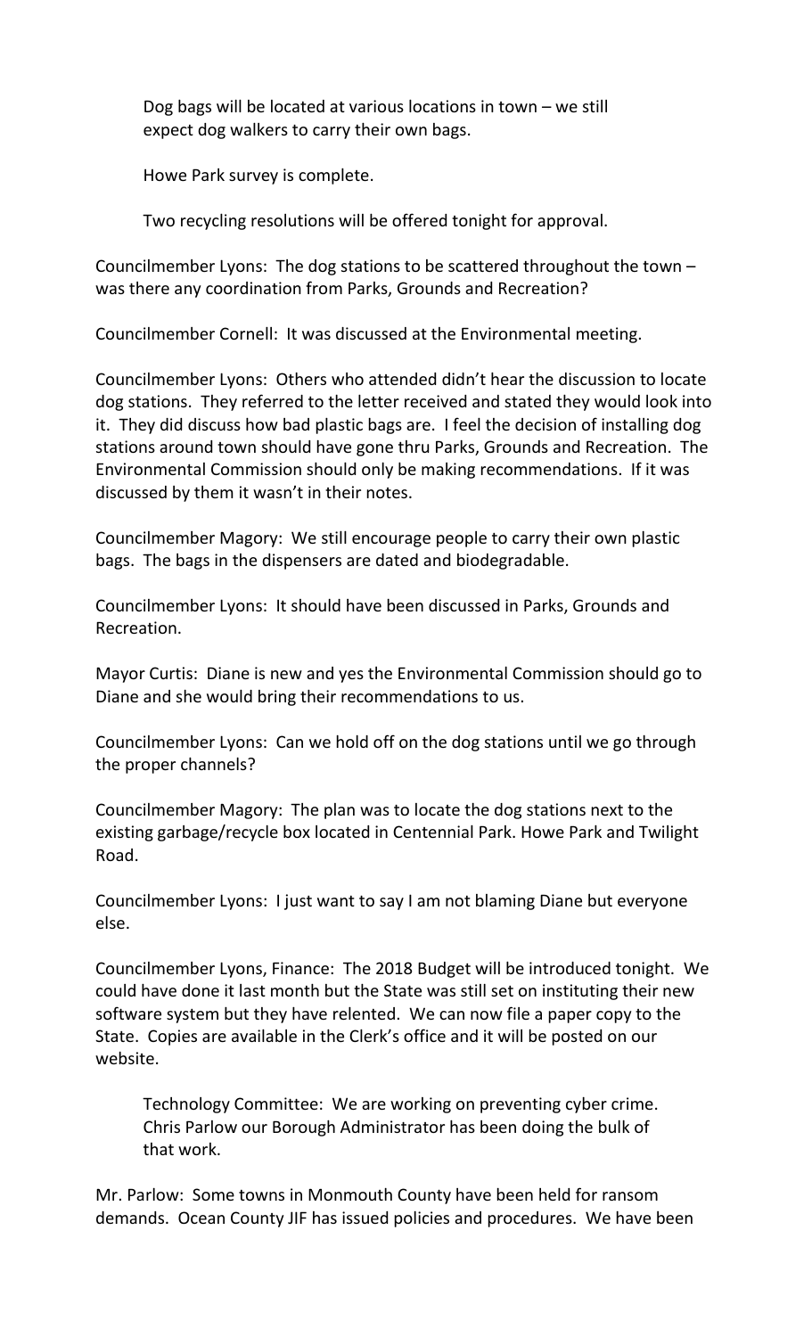Dog bags will be located at various locations in town – we still expect dog walkers to carry their own bags.

Howe Park survey is complete.

Two recycling resolutions will be offered tonight for approval.

Councilmember Lyons: The dog stations to be scattered throughout the town – was there any coordination from Parks, Grounds and Recreation?

Councilmember Cornell: It was discussed at the Environmental meeting.

Councilmember Lyons: Others who attended didn't hear the discussion to locate dog stations. They referred to the letter received and stated they would look into it. They did discuss how bad plastic bags are. I feel the decision of installing dog stations around town should have gone thru Parks, Grounds and Recreation. The Environmental Commission should only be making recommendations. If it was discussed by them it wasn't in their notes.

Councilmember Magory: We still encourage people to carry their own plastic bags. The bags in the dispensers are dated and biodegradable.

Councilmember Lyons: It should have been discussed in Parks, Grounds and Recreation.

Mayor Curtis: Diane is new and yes the Environmental Commission should go to Diane and she would bring their recommendations to us.

Councilmember Lyons: Can we hold off on the dog stations until we go through the proper channels?

Councilmember Magory: The plan was to locate the dog stations next to the existing garbage/recycle box located in Centennial Park. Howe Park and Twilight Road.

Councilmember Lyons: I just want to say I am not blaming Diane but everyone else.

Councilmember Lyons, Finance: The 2018 Budget will be introduced tonight. We could have done it last month but the State was still set on instituting their new software system but they have relented. We can now file a paper copy to the State. Copies are available in the Clerk's office and it will be posted on our website.

Technology Committee: We are working on preventing cyber crime. Chris Parlow our Borough Administrator has been doing the bulk of that work.

Mr. Parlow: Some towns in Monmouth County have been held for ransom demands. Ocean County JIF has issued policies and procedures. We have been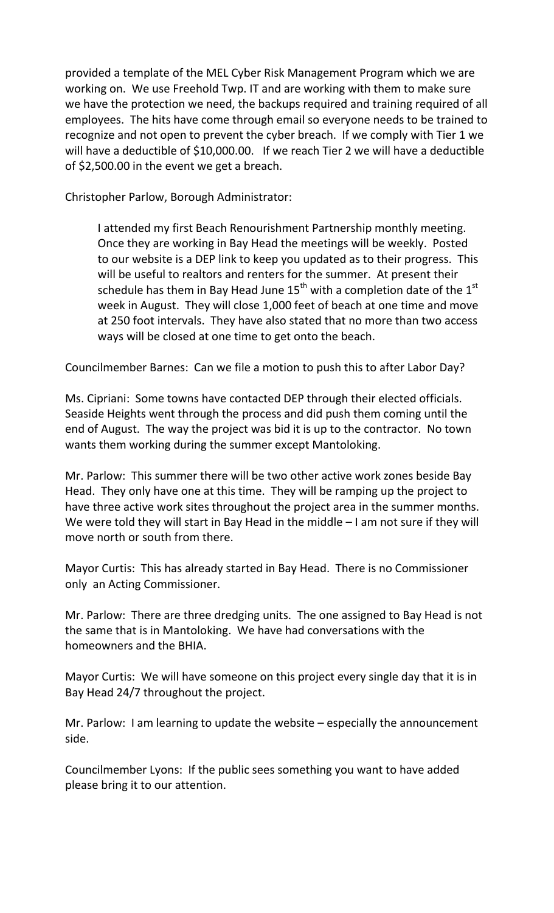provided a template of the MEL Cyber Risk Management Program which we are working on. We use Freehold Twp. IT and are working with them to make sure we have the protection we need, the backups required and training required of all employees. The hits have come through email so everyone needs to be trained to recognize and not open to prevent the cyber breach. If we comply with Tier 1 we will have a deductible of $10,000.00. If we reach Tier 2 we will have a deductible of $2,500.00 in the event we get a breach.

Christopher Parlow, Borough Administrator:

> I attended my first Beach Renourishment Partnership monthly meeting. Once they are working in Bay Head the meetings will be weekly. Posted to our website is a DEP link to keep you updated as to their progress. This will be useful to realtors and renters for the summer. At present their schedule has them in Bay Head June 15th with a completion date of the 1st week in August. They will close 1,000 feet of beach at one time and move at 250 foot intervals. They have also stated that no more than two access ways will be closed at one time to get onto the beach.

Councilmember Barnes: Can we file a motion to push this to after Labor Day?

Ms. Cipriani: Some towns have contacted DEP through their elected officials. Seaside Heights went through the process and did push them coming until the end of August. The way the project was bid it is up to the contractor. No town wants them working during the summer except Mantoloking.

Mr. Parlow: This summer there will be two other active work zones beside Bay Head. They only have one at this time. They will be ramping up the project to have three active work sites throughout the project area in the summer months. We were told they will start in Bay Head in the middle – I am not sure if they will move north or south from there.

Mayor Curtis: This has already started in Bay Head. There is no Commissioner only an Acting Commissioner.

Mr. Parlow: There are three dredging units. The one assigned to Bay Head is not the same that is in Mantoloking. We have had conversations with the homeowners and the BHIA.

Mayor Curtis: We will have someone on this project every single day that it is in Bay Head 24/7 throughout the project.

Mr. Parlow: I am learning to update the website – especially the announcement side.

Councilmember Lyons: If the public sees something you want to have added please bring it to our attention.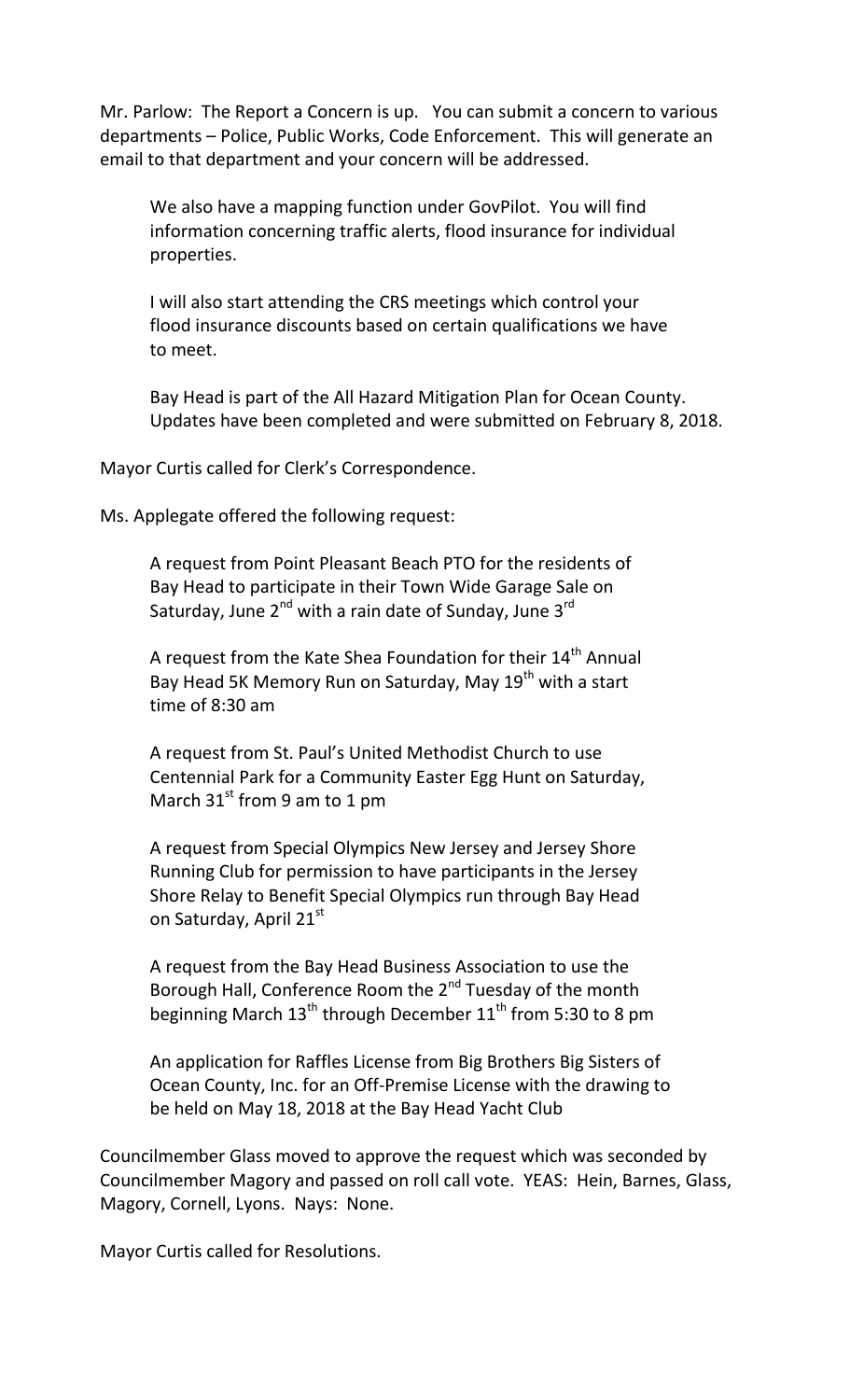Mr. Parlow: The Report a Concern is up. You can submit a concern to various departments – Police, Public Works, Code Enforcement. This will generate an email to that department and your concern will be addressed.

We also have a mapping function under GovPilot. You will find information concerning traffic alerts, flood insurance for individual properties.

I will also start attending the CRS meetings which control your flood insurance discounts based on certain qualifications we have to meet.

Bay Head is part of the All Hazard Mitigation Plan for Ocean County. Updates have been completed and were submitted on February 8, 2018.

Mayor Curtis called for Clerk's Correspondence.

Ms. Applegate offered the following request:

A request from Point Pleasant Beach PTO for the residents of Bay Head to participate in their Town Wide Garage Sale on Saturday, June 2nd with a rain date of Sunday, June 3rd

A request from the Kate Shea Foundation for their 14th Annual Bay Head 5K Memory Run on Saturday, May 19th with a start time of 8:30 am

A request from St. Paul's United Methodist Church to use Centennial Park for a Community Easter Egg Hunt on Saturday, March 31st from 9 am to 1 pm

A request from Special Olympics New Jersey and Jersey Shore Running Club for permission to have participants in the Jersey Shore Relay to Benefit Special Olympics run through Bay Head on Saturday, April 21st

A request from the Bay Head Business Association to use the Borough Hall, Conference Room the 2nd Tuesday of the month beginning March 13th through December 11th from 5:30 to 8 pm

An application for Raffles License from Big Brothers Big Sisters of Ocean County, Inc. for an Off-Premise License with the drawing to be held on May 18, 2018 at the Bay Head Yacht Club

Councilmember Glass moved to approve the request which was seconded by Councilmember Magory and passed on roll call vote. YEAS: Hein, Barnes, Glass, Magory, Cornell, Lyons. Nays: None.

Mayor Curtis called for Resolutions.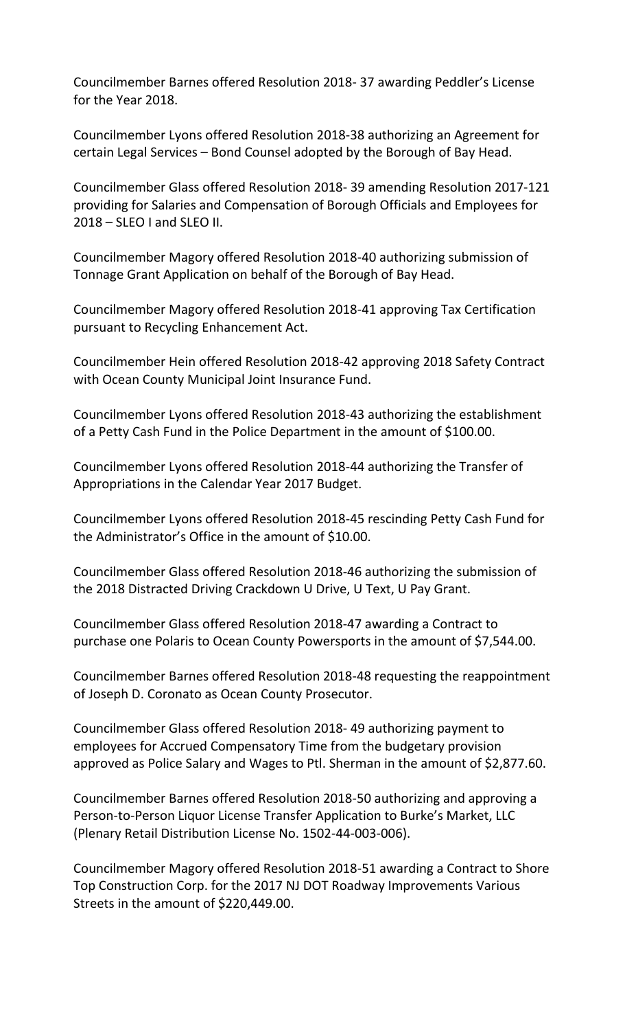Councilmember Barnes offered Resolution 2018- 37 awarding Peddler's License for the Year 2018.

Councilmember Lyons offered Resolution 2018-38 authorizing an Agreement for certain Legal Services – Bond Counsel adopted by the Borough of Bay Head.

Councilmember Glass offered Resolution 2018- 39 amending Resolution 2017-121 providing for Salaries and Compensation of Borough Officials and Employees for 2018 – SLEO I and SLEO II.

Councilmember Magory offered Resolution 2018-40 authorizing submission of Tonnage Grant Application on behalf of the Borough of Bay Head.

Councilmember Magory offered Resolution 2018-41 approving Tax Certification pursuant to Recycling Enhancement Act.

Councilmember Hein offered Resolution 2018-42 approving 2018 Safety Contract with Ocean County Municipal Joint Insurance Fund.

Councilmember Lyons offered Resolution 2018-43 authorizing the establishment of a Petty Cash Fund in the Police Department in the amount of $100.00.

Councilmember Lyons offered Resolution 2018-44 authorizing the Transfer of Appropriations in the Calendar Year 2017 Budget.

Councilmember Lyons offered Resolution 2018-45 rescinding Petty Cash Fund for the Administrator's Office in the amount of $10.00.

Councilmember Glass offered Resolution 2018-46 authorizing the submission of the 2018 Distracted Driving Crackdown U Drive, U Text, U Pay Grant.

Councilmember Glass offered Resolution 2018-47 awarding a Contract to purchase one Polaris to Ocean County Powersports in the amount of $7,544.00.

Councilmember Barnes offered Resolution 2018-48 requesting the reappointment of Joseph D. Coronato as Ocean County Prosecutor.

Councilmember Glass offered Resolution 2018- 49 authorizing payment to employees for Accrued Compensatory Time from the budgetary provision approved as Police Salary and Wages to Ptl. Sherman in the amount of $2,877.60.

Councilmember Barnes offered Resolution 2018-50 authorizing and approving a Person-to-Person Liquor License Transfer Application to Burke's Market, LLC (Plenary Retail Distribution License No. 1502-44-003-006).

Councilmember Magory offered Resolution 2018-51 awarding a Contract to Shore Top Construction Corp. for the 2017 NJ DOT Roadway Improvements Various Streets in the amount of $220,449.00.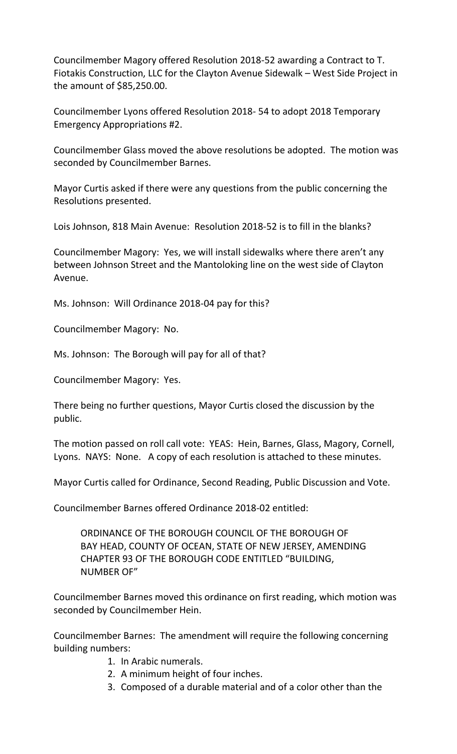Councilmember Magory offered Resolution 2018-52 awarding a Contract to T. Fiotakis Construction, LLC for the Clayton Avenue Sidewalk – West Side Project in the amount of $85,250.00.

Councilmember Lyons offered Resolution 2018- 54 to adopt 2018 Temporary Emergency Appropriations #2.

Councilmember Glass moved the above resolutions be adopted. The motion was seconded by Councilmember Barnes.

Mayor Curtis asked if there were any questions from the public concerning the Resolutions presented.

Lois Johnson, 818 Main Avenue: Resolution 2018-52 is to fill in the blanks?

Councilmember Magory: Yes, we will install sidewalks where there aren't any between Johnson Street and the Mantoloking line on the west side of Clayton Avenue.

Ms. Johnson: Will Ordinance 2018-04 pay for this?

Councilmember Magory: No.

Ms. Johnson: The Borough will pay for all of that?

Councilmember Magory: Yes.

There being no further questions, Mayor Curtis closed the discussion by the public.

The motion passed on roll call vote: YEAS: Hein, Barnes, Glass, Magory, Cornell, Lyons. NAYS: None. A copy of each resolution is attached to these minutes.

Mayor Curtis called for Ordinance, Second Reading, Public Discussion and Vote.

Councilmember Barnes offered Ordinance 2018-02 entitled:

> ORDINANCE OF THE BOROUGH COUNCIL OF THE BOROUGH OF BAY HEAD, COUNTY OF OCEAN, STATE OF NEW JERSEY, AMENDING CHAPTER 93 OF THE BOROUGH CODE ENTITLED "BUILDING, NUMBER OF"

Councilmember Barnes moved this ordinance on first reading, which motion was seconded by Councilmember Hein.

Councilmember Barnes: The amendment will require the following concerning building numbers:

1. In Arabic numerals.
2. A minimum height of four inches.
3. Composed of a durable material and of a color other than the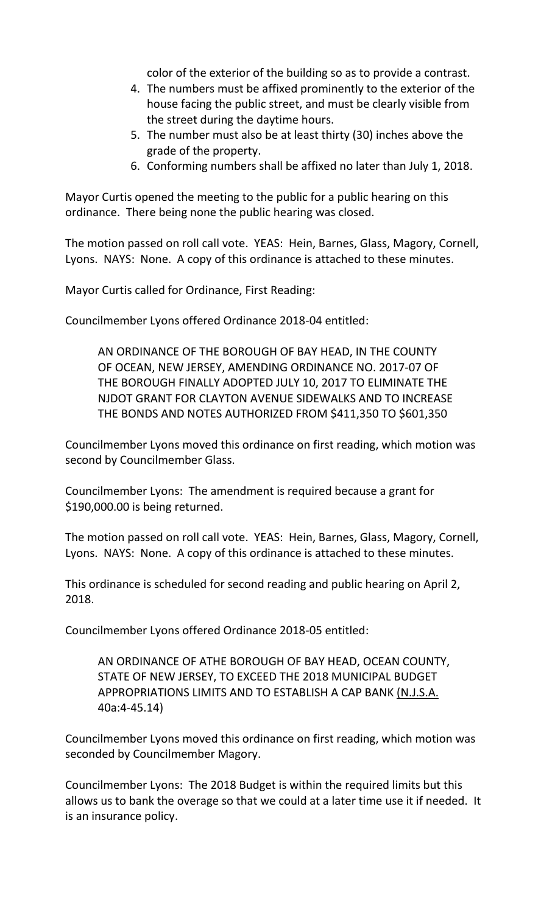color of the exterior of the building so as to provide a contrast.

4. The numbers must be affixed prominently to the exterior of the house facing the public street, and must be clearly visible from the street during the daytime hours.
5. The number must also be at least thirty (30) inches above the grade of the property.
6. Conforming numbers shall be affixed no later than July 1, 2018.

Mayor Curtis opened the meeting to the public for a public hearing on this ordinance. There being none the public hearing was closed.

The motion passed on roll call vote. YEAS: Hein, Barnes, Glass, Magory, Cornell, Lyons. NAYS: None. A copy of this ordinance is attached to these minutes.

Mayor Curtis called for Ordinance, First Reading:

Councilmember Lyons offered Ordinance 2018-04 entitled:

> AN ORDINANCE OF THE BOROUGH OF BAY HEAD, IN THE COUNTY OF OCEAN, NEW JERSEY, AMENDING ORDINANCE NO. 2017-07 OF THE BOROUGH FINALLY ADOPTED JULY 10, 2017 TO ELIMINATE THE NJDOT GRANT FOR CLAYTON AVENUE SIDEWALKS AND TO INCREASE THE BONDS AND NOTES AUTHORIZED FROM $411,350 TO $601,350

Councilmember Lyons moved this ordinance on first reading, which motion was second by Councilmember Glass.

Councilmember Lyons: The amendment is required because a grant for $190,000.00 is being returned.

The motion passed on roll call vote. YEAS: Hein, Barnes, Glass, Magory, Cornell, Lyons. NAYS: None. A copy of this ordinance is attached to these minutes.

This ordinance is scheduled for second reading and public hearing on April 2, 2018.

Councilmember Lyons offered Ordinance 2018-05 entitled:

> AN ORDINANCE OF ATHE BOROUGH OF BAY HEAD, OCEAN COUNTY, STATE OF NEW JERSEY, TO EXCEED THE 2018 MUNICIPAL BUDGET APPROPRIATIONS LIMITS AND TO ESTABLISH A CAP BANK (N.J.S.A. 40a:4-45.14)

Councilmember Lyons moved this ordinance on first reading, which motion was seconded by Councilmember Magory.

Councilmember Lyons: The 2018 Budget is within the required limits but this allows us to bank the overage so that we could at a later time use it if needed. It is an insurance policy.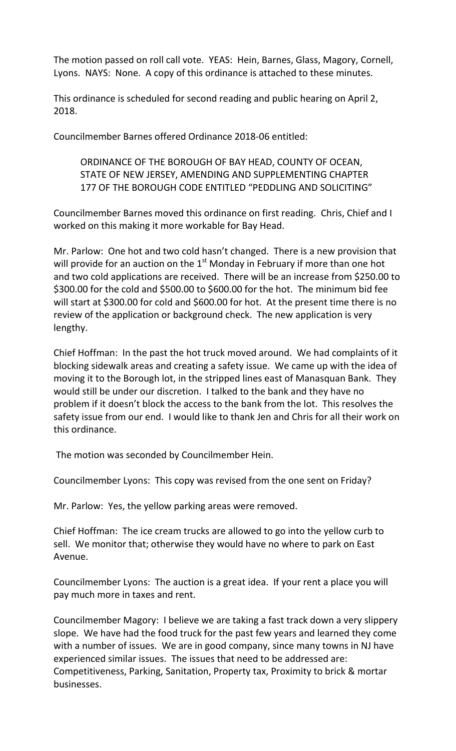The motion passed on roll call vote. YEAS: Hein, Barnes, Glass, Magory, Cornell, Lyons. NAYS: None. A copy of this ordinance is attached to these minutes.

This ordinance is scheduled for second reading and public hearing on April 2, 2018.

Councilmember Barnes offered Ordinance 2018-06 entitled:

> ORDINANCE OF THE BOROUGH OF BAY HEAD, COUNTY OF OCEAN, STATE OF NEW JERSEY, AMENDING AND SUPPLEMENTING CHAPTER 177 OF THE BOROUGH CODE ENTITLED "PEDDLING AND SOLICITING"

Councilmember Barnes moved this ordinance on first reading. Chris, Chief and I worked on this making it more workable for Bay Head.

Mr. Parlow: One hot and two cold hasn't changed. There is a new provision that will provide for an auction on the 1st Monday in February if more than one hot and two cold applications are received. There will be an increase from $250.00 to $300.00 for the cold and $500.00 to $600.00 for the hot. The minimum bid fee will start at $300.00 for cold and $600.00 for hot. At the present time there is no review of the application or background check. The new application is very lengthy.

Chief Hoffman: In the past the hot truck moved around. We had complaints of it blocking sidewalk areas and creating a safety issue. We came up with the idea of moving it to the Borough lot, in the stripped lines east of Manasquan Bank. They would still be under our discretion. I talked to the bank and they have no problem if it doesn't block the access to the bank from the lot. This resolves the safety issue from our end. I would like to thank Jen and Chris for all their work on this ordinance.

The motion was seconded by Councilmember Hein.

Councilmember Lyons: This copy was revised from the one sent on Friday?

Mr. Parlow: Yes, the yellow parking areas were removed.

Chief Hoffman: The ice cream trucks are allowed to go into the yellow curb to sell. We monitor that; otherwise they would have no where to park on East Avenue.

Councilmember Lyons: The auction is a great idea. If your rent a place you will pay much more in taxes and rent.

Councilmember Magory: I believe we are taking a fast track down a very slippery slope. We have had the food truck for the past few years and learned they come with a number of issues. We are in good company, since many towns in NJ have experienced similar issues. The issues that need to be addressed are: Competitiveness, Parking, Sanitation, Property tax, Proximity to brick & mortar businesses.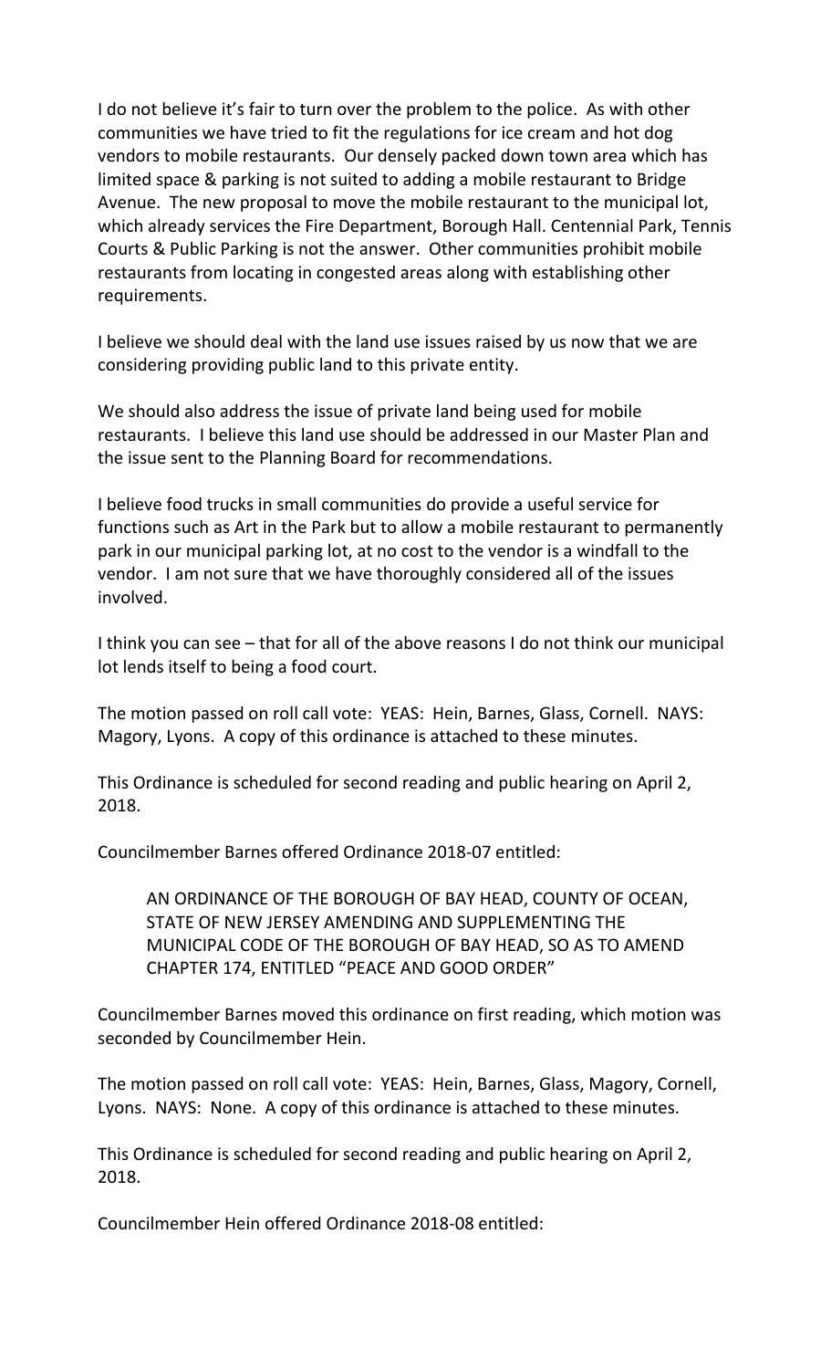I do not believe it's fair to turn over the problem to the police. As with other communities we have tried to fit the regulations for ice cream and hot dog vendors to mobile restaurants. Our densely packed down town area which has limited space & parking is not suited to adding a mobile restaurant to Bridge Avenue. The new proposal to move the mobile restaurant to the municipal lot, which already services the Fire Department, Borough Hall. Centennial Park, Tennis Courts & Public Parking is not the answer. Other communities prohibit mobile restaurants from locating in congested areas along with establishing other requirements.

I believe we should deal with the land use issues raised by us now that we are considering providing public land to this private entity.

We should also address the issue of private land being used for mobile restaurants. I believe this land use should be addressed in our Master Plan and the issue sent to the Planning Board for recommendations.

I believe food trucks in small communities do provide a useful service for functions such as Art in the Park but to allow a mobile restaurant to permanently park in our municipal parking lot, at no cost to the vendor is a windfall to the vendor. I am not sure that we have thoroughly considered all of the issues involved.

I think you can see – that for all of the above reasons I do not think our municipal lot lends itself to being a food court.

The motion passed on roll call vote: YEAS: Hein, Barnes, Glass, Cornell. NAYS: Magory, Lyons. A copy of this ordinance is attached to these minutes.

This Ordinance is scheduled for second reading and public hearing on April 2, 2018.

Councilmember Barnes offered Ordinance 2018-07 entitled:

> AN ORDINANCE OF THE BOROUGH OF BAY HEAD, COUNTY OF OCEAN, STATE OF NEW JERSEY AMENDING AND SUPPLEMENTING THE MUNICIPAL CODE OF THE BOROUGH OF BAY HEAD, SO AS TO AMEND CHAPTER 174, ENTITLED "PEACE AND GOOD ORDER"

Councilmember Barnes moved this ordinance on first reading, which motion was seconded by Councilmember Hein.

The motion passed on roll call vote: YEAS: Hein, Barnes, Glass, Magory, Cornell, Lyons. NAYS: None. A copy of this ordinance is attached to these minutes.

This Ordinance is scheduled for second reading and public hearing on April 2, 2018.

Councilmember Hein offered Ordinance 2018-08 entitled: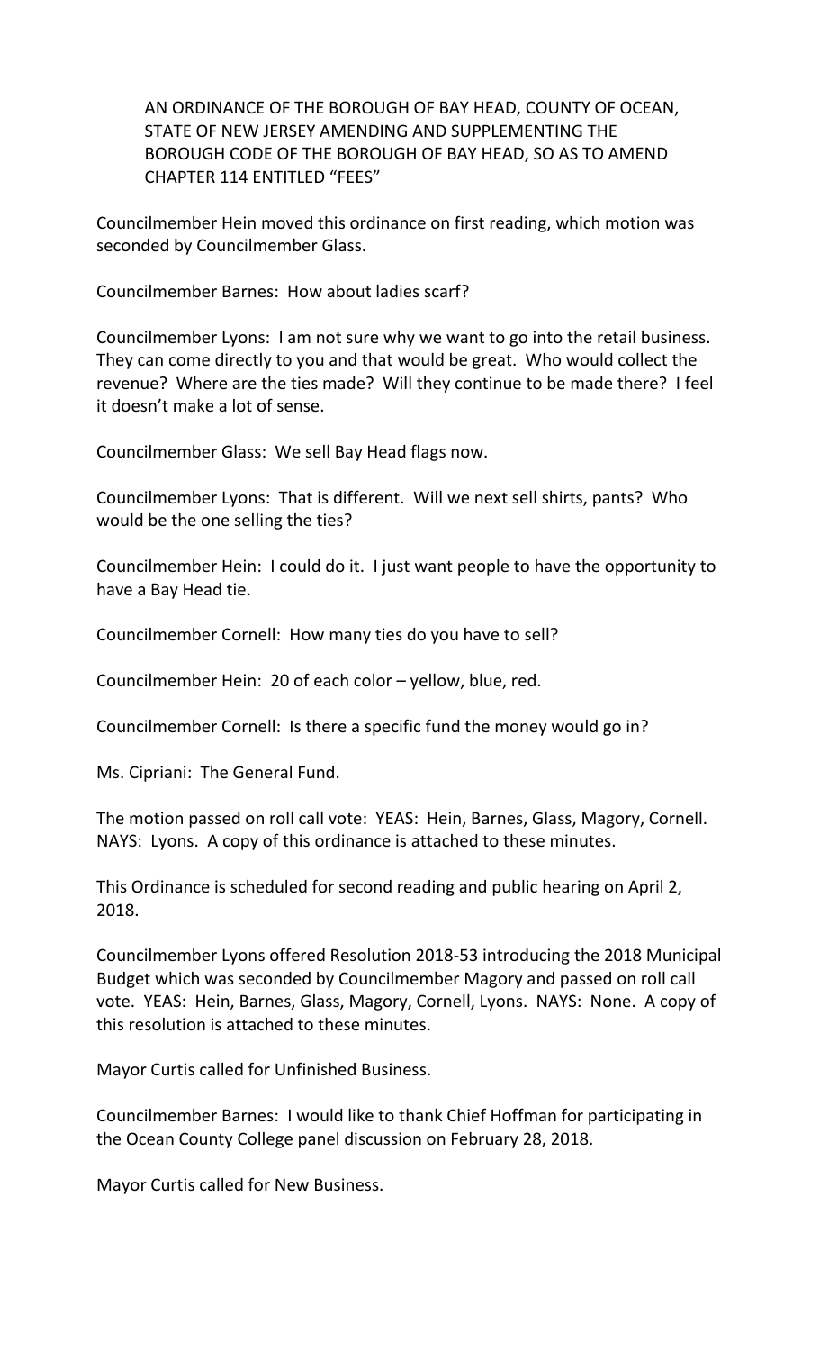AN ORDINANCE OF THE BOROUGH OF BAY HEAD, COUNTY OF OCEAN, STATE OF NEW JERSEY AMENDING AND SUPPLEMENTING THE BOROUGH CODE OF THE BOROUGH OF BAY HEAD, SO AS TO AMEND CHAPTER 114 ENTITLED "FEES"

Councilmember Hein moved this ordinance on first reading, which motion was seconded by Councilmember Glass.

Councilmember Barnes: How about ladies scarf?

Councilmember Lyons: I am not sure why we want to go into the retail business. They can come directly to you and that would be great. Who would collect the revenue? Where are the ties made? Will they continue to be made there? I feel it doesn't make a lot of sense.

Councilmember Glass: We sell Bay Head flags now.

Councilmember Lyons: That is different. Will we next sell shirts, pants? Who would be the one selling the ties?

Councilmember Hein: I could do it. I just want people to have the opportunity to have a Bay Head tie.

Councilmember Cornell: How many ties do you have to sell?

Councilmember Hein: 20 of each color – yellow, blue, red.

Councilmember Cornell: Is there a specific fund the money would go in?

Ms. Cipriani: The General Fund.

The motion passed on roll call vote: YEAS: Hein, Barnes, Glass, Magory, Cornell. NAYS: Lyons. A copy of this ordinance is attached to these minutes.

This Ordinance is scheduled for second reading and public hearing on April 2, 2018.

Councilmember Lyons offered Resolution 2018-53 introducing the 2018 Municipal Budget which was seconded by Councilmember Magory and passed on roll call vote. YEAS: Hein, Barnes, Glass, Magory, Cornell, Lyons. NAYS: None. A copy of this resolution is attached to these minutes.

Mayor Curtis called for Unfinished Business.

Councilmember Barnes: I would like to thank Chief Hoffman for participating in the Ocean County College panel discussion on February 28, 2018.

Mayor Curtis called for New Business.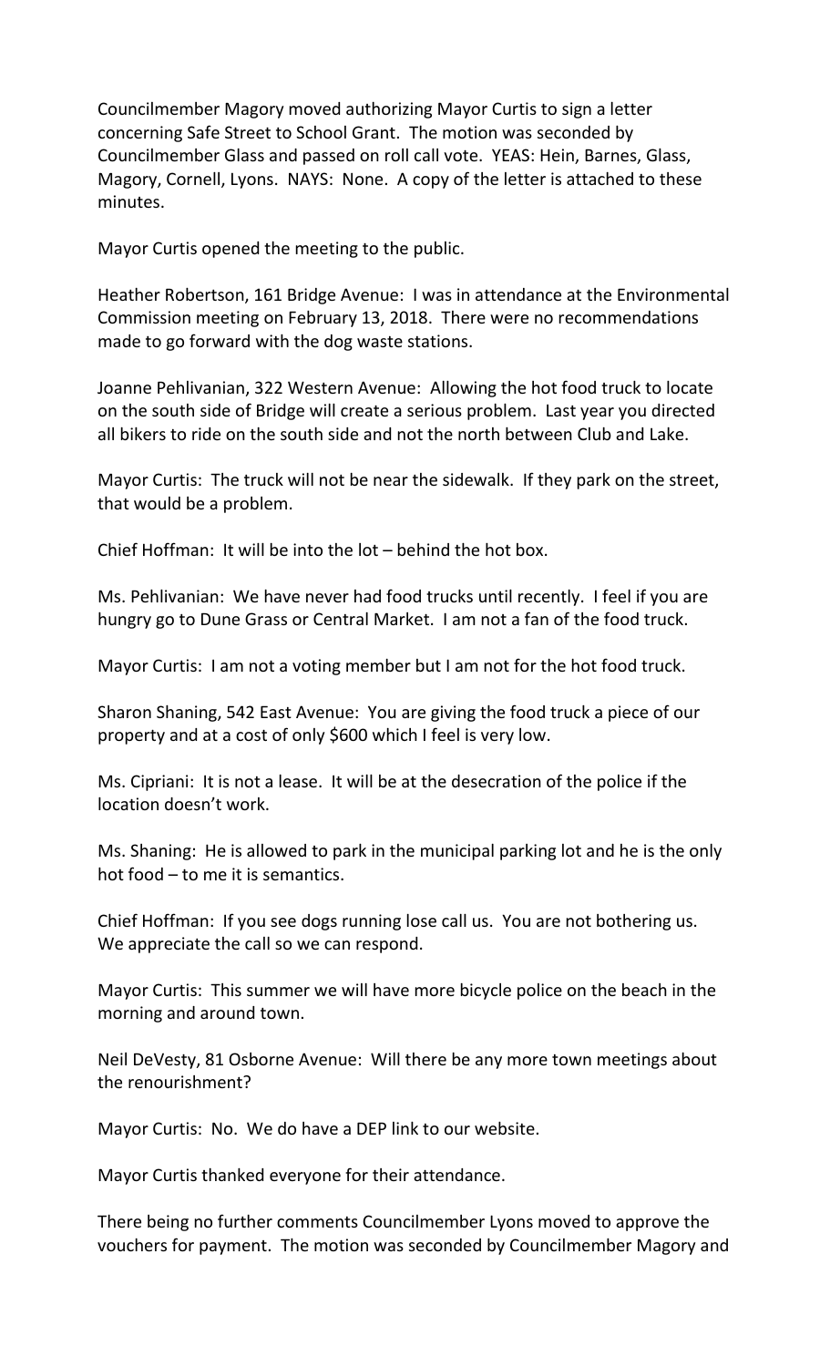Councilmember Magory moved authorizing Mayor Curtis to sign a letter concerning Safe Street to School Grant. The motion was seconded by Councilmember Glass and passed on roll call vote. YEAS: Hein, Barnes, Glass, Magory, Cornell, Lyons. NAYS: None. A copy of the letter is attached to these minutes.

Mayor Curtis opened the meeting to the public.

Heather Robertson, 161 Bridge Avenue: I was in attendance at the Environmental Commission meeting on February 13, 2018. There were no recommendations made to go forward with the dog waste stations.

Joanne Pehlivanian, 322 Western Avenue: Allowing the hot food truck to locate on the south side of Bridge will create a serious problem. Last year you directed all bikers to ride on the south side and not the north between Club and Lake.

Mayor Curtis: The truck will not be near the sidewalk. If they park on the street, that would be a problem.

Chief Hoffman: It will be into the lot – behind the hot box.

Ms. Pehlivanian: We have never had food trucks until recently. I feel if you are hungry go to Dune Grass or Central Market. I am not a fan of the food truck.

Mayor Curtis: I am not a voting member but I am not for the hot food truck.

Sharon Shaning, 542 East Avenue: You are giving the food truck a piece of our property and at a cost of only $600 which I feel is very low.

Ms. Cipriani: It is not a lease. It will be at the desecration of the police if the location doesn't work.

Ms. Shaning: He is allowed to park in the municipal parking lot and he is the only hot food – to me it is semantics.

Chief Hoffman: If you see dogs running lose call us. You are not bothering us. We appreciate the call so we can respond.

Mayor Curtis: This summer we will have more bicycle police on the beach in the morning and around town.

Neil DeVesty, 81 Osborne Avenue: Will there be any more town meetings about the renourishment?

Mayor Curtis: No. We do have a DEP link to our website.

Mayor Curtis thanked everyone for their attendance.

There being no further comments Councilmember Lyons moved to approve the vouchers for payment. The motion was seconded by Councilmember Magory and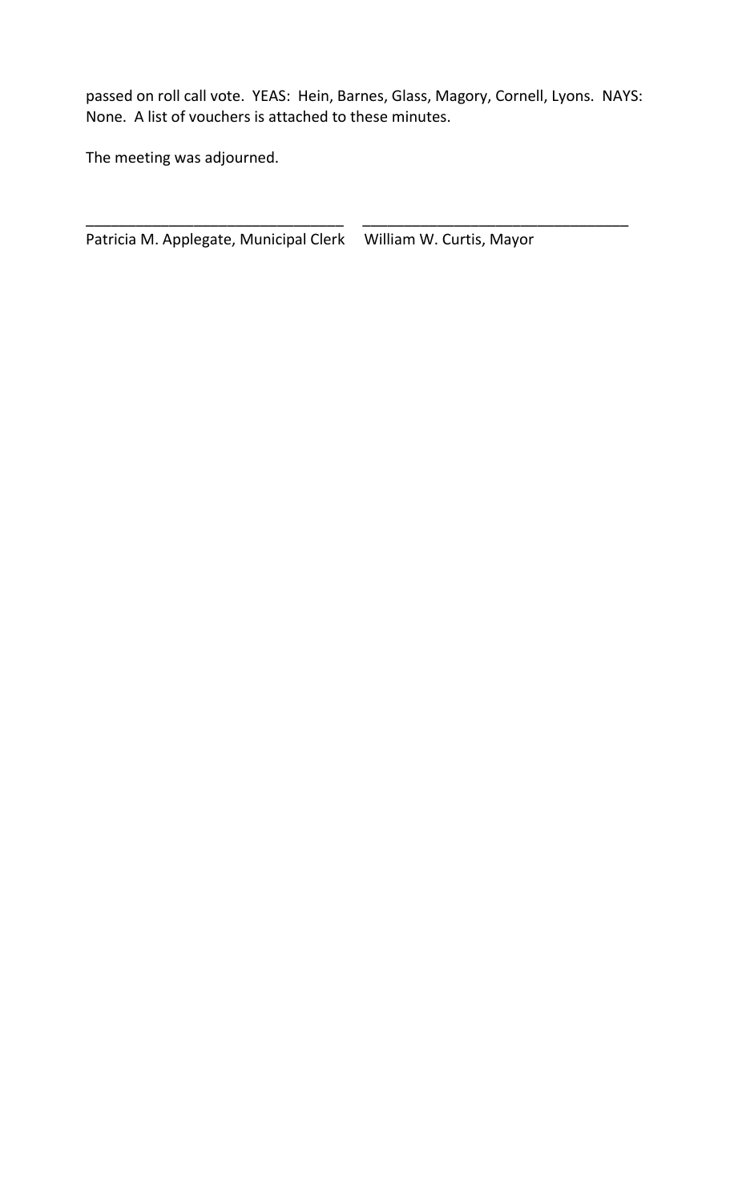passed on roll call vote. YEAS: Hein, Barnes, Glass, Magory, Cornell, Lyons. NAYS: None. A list of vouchers is attached to these minutes.

The meeting was adjourned.

_______________________________ _______________________________

Patricia M. Applegate, Municipal Clerk William W. Curtis, Mayor